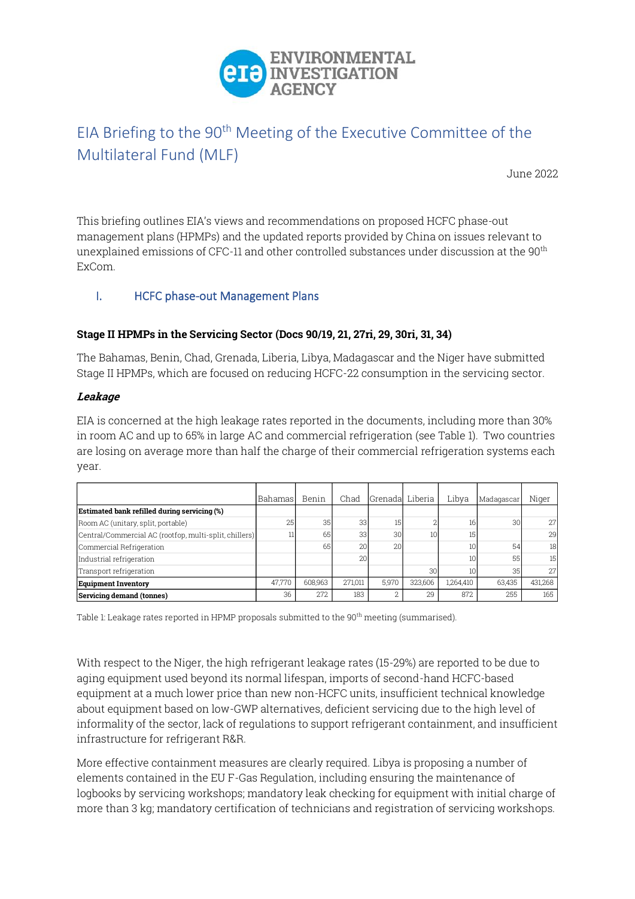ENVIRONMENTAL INVESTIGATION AGENCY

# EIA Briefing to the 90th Meeting of the Executive Committee of the Multilateral Fund (MLF)

June 2022

This briefing outlines EIA's views and recommendations on proposed HCFC phase-out management plans (HPMPs) and the updated reports provided by China on issues relevant to unexplained emissions of CFC-11 and other controlled substances under discussion at the 90th ExCom.

## I. HCFC phase-out Management Plans

### Stage II HPMPs in the Servicing Sector (Docs 90/19, 21, 27ri, 29, 30ri, 31, 34)

The Bahamas, Benin, Chad, Grenada, Liberia, Libya, Madagascar and the Niger have submitted Stage II HPMPs, which are focused on reducing HCFC-22 consumption in the servicing sector.

***Leakage***

EIA is concerned at the high leakage rates reported in the documents, including more than 30% in room AC and up to 65% in large AC and commercial refrigeration (see Table 1). Two countries are losing on average more than half the charge of their commercial refrigeration systems each year.

| | Bahamas | Benin | Chad | Grenada | Liberia | Libya | Madagascar | Niger |
|---|---|---|---|---|---|---|---|---|
| **Estimated bank refilled during servicing (%)** | | | | | | | | |
| Room AC (unitary, split, portable) | 25 | 35 | 33 | 15 | 2 | 16 | 30 | 27 |
| Central/Commercial AC (rooftop, multi-split, chillers) | 11 | 65 | 33 | 30 | 10 | 15 | | 29 |
| Commercial Refrigeration | | 65 | 20 | 20 | | 10 | 54 | 18 |
| Industrial refrigeration | | | 20 | | | 10 | 55 | 15 |
| Transport refrigeration | | | | | 30 | 10 | 35 | 27 |
| **Equipment Inventory** | 47,770 | 608,963 | 271,011 | 5,970 | 323,606 | 1,264,410 | 63,435 | 431,268 |
| **Servicing demand (tonnes)** | 36 | 272 | 183 | 2 | 29 | 872 | 255 | 165 |

Table 1: Leakage rates reported in HPMP proposals submitted to the 90th meeting (summarised).

With respect to the Niger, the high refrigerant leakage rates (15-29%) are reported to be due to aging equipment used beyond its normal lifespan, imports of second-hand HCFC-based equipment at a much lower price than new non-HCFC units, insufficient technical knowledge about equipment based on low-GWP alternatives, deficient servicing due to the high level of informality of the sector, lack of regulations to support refrigerant containment, and insufficient infrastructure for refrigerant R&R.

More effective containment measures are clearly required. Libya is proposing a number of elements contained in the EU F-Gas Regulation, including ensuring the maintenance of logbooks by servicing workshops; mandatory leak checking for equipment with initial charge of more than 3 kg; mandatory certification of technicians and registration of servicing workshops.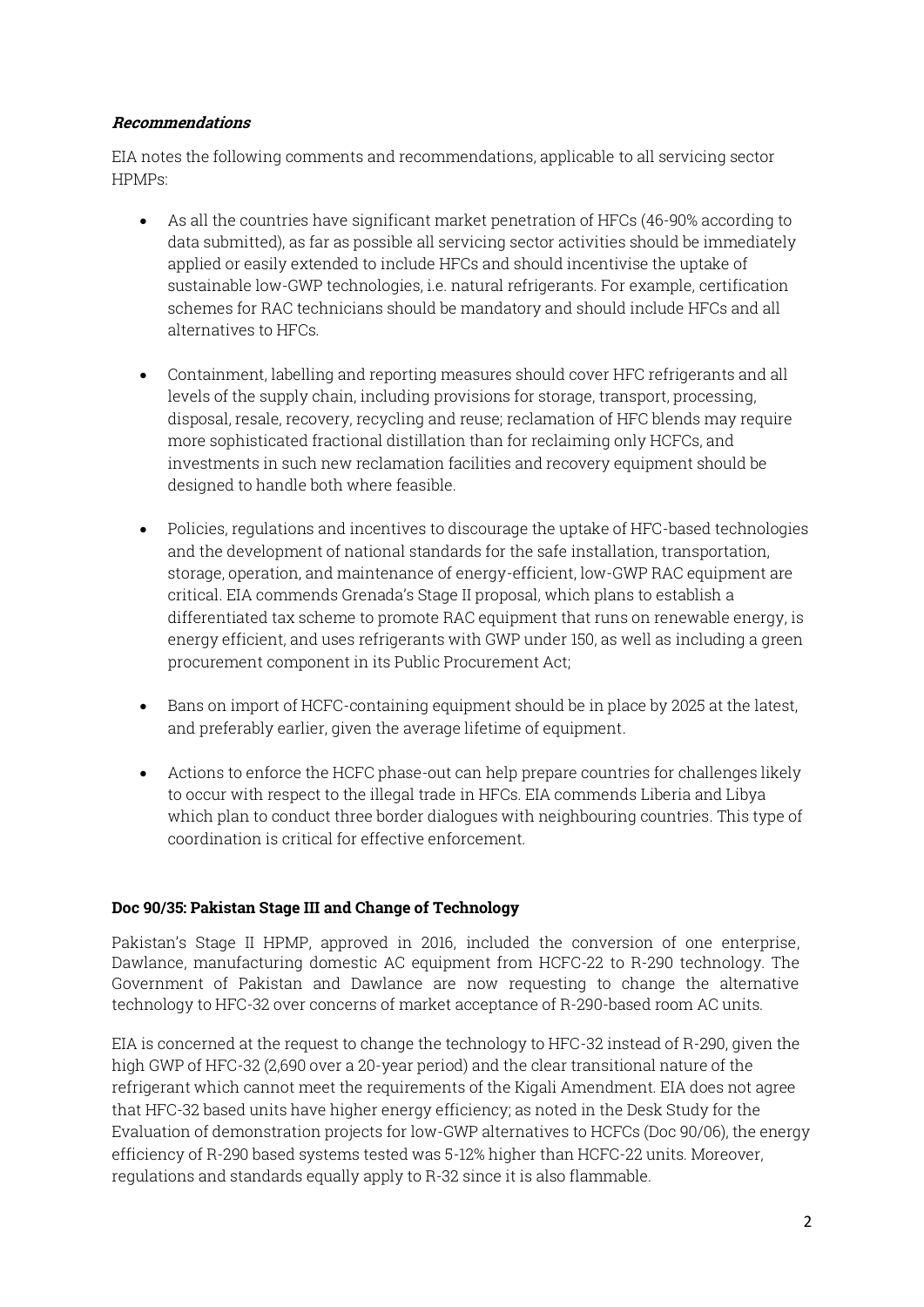### ***Recommendations***

EIA notes the following comments and recommendations, applicable to all servicing sector HPMPs:

- As all the countries have significant market penetration of HFCs (46-90% according to data submitted), as far as possible all servicing sector activities should be immediately applied or easily extended to include HFCs and should incentivise the uptake of sustainable low-GWP technologies, i.e. natural refrigerants. For example, certification schemes for RAC technicians should be mandatory and should include HFCs and all alternatives to HFCs.
- Containment, labelling and reporting measures should cover HFC refrigerants and all levels of the supply chain, including provisions for storage, transport, processing, disposal, resale, recovery, recycling and reuse; reclamation of HFC blends may require more sophisticated fractional distillation than for reclaiming only HCFCs, and investments in such new reclamation facilities and recovery equipment should be designed to handle both where feasible.
- Policies, regulations and incentives to discourage the uptake of HFC-based technologies and the development of national standards for the safe installation, transportation, storage, operation, and maintenance of energy-efficient, low-GWP RAC equipment are critical. EIA commends Grenada's Stage II proposal, which plans to establish a differentiated tax scheme to promote RAC equipment that runs on renewable energy, is energy efficient, and uses refrigerants with GWP under 150, as well as including a green procurement component in its Public Procurement Act;
- Bans on import of HCFC-containing equipment should be in place by 2025 at the latest, and preferably earlier, given the average lifetime of equipment.
- Actions to enforce the HCFC phase-out can help prepare countries for challenges likely to occur with respect to the illegal trade in HFCs. EIA commends Liberia and Libya which plan to conduct three border dialogues with neighbouring countries. This type of coordination is critical for effective enforcement.

### **Doc 90/35: Pakistan Stage III and Change of Technology**

Pakistan's Stage II HPMP, approved in 2016, included the conversion of one enterprise, Dawlance, manufacturing domestic AC equipment from HCFC-22 to R-290 technology. The Government of Pakistan and Dawlance are now requesting to change the alternative technology to HFC-32 over concerns of market acceptance of R-290-based room AC units.

EIA is concerned at the request to change the technology to HFC-32 instead of R-290, given the high GWP of HFC-32 (2,690 over a 20-year period) and the clear transitional nature of the refrigerant which cannot meet the requirements of the Kigali Amendment. EIA does not agree that HFC-32 based units have higher energy efficiency; as noted in the Desk Study for the Evaluation of demonstration projects for low-GWP alternatives to HCFCs (Doc 90/06), the energy efficiency of R-290 based systems tested was 5-12% higher than HCFC-22 units. Moreover, regulations and standards equally apply to R-32 since it is also flammable.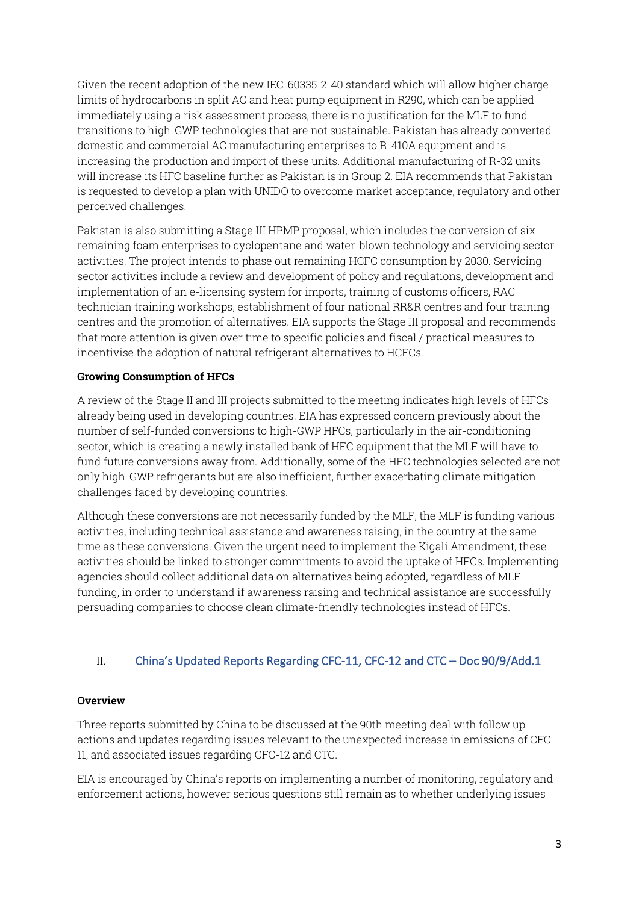Given the recent adoption of the new IEC-60335-2-40 standard which will allow higher charge limits of hydrocarbons in split AC and heat pump equipment in R290, which can be applied immediately using a risk assessment process, there is no justification for the MLF to fund transitions to high-GWP technologies that are not sustainable. Pakistan has already converted domestic and commercial AC manufacturing enterprises to R-410A equipment and is increasing the production and import of these units. Additional manufacturing of R-32 units will increase its HFC baseline further as Pakistan is in Group 2. EIA recommends that Pakistan is requested to develop a plan with UNIDO to overcome market acceptance, regulatory and other perceived challenges.

Pakistan is also submitting a Stage III HPMP proposal, which includes the conversion of six remaining foam enterprises to cyclopentane and water-blown technology and servicing sector activities. The project intends to phase out remaining HCFC consumption by 2030. Servicing sector activities include a review and development of policy and regulations, development and implementation of an e-licensing system for imports, training of customs officers, RAC technician training workshops, establishment of four national RR&R centres and four training centres and the promotion of alternatives. EIA supports the Stage III proposal and recommends that more attention is given over time to specific policies and fiscal / practical measures to incentivise the adoption of natural refrigerant alternatives to HCFCs.

**Growing Consumption of HFCs**

A review of the Stage II and III projects submitted to the meeting indicates high levels of HFCs already being used in developing countries. EIA has expressed concern previously about the number of self-funded conversions to high-GWP HFCs, particularly in the air-conditioning sector, which is creating a newly installed bank of HFC equipment that the MLF will have to fund future conversions away from. Additionally, some of the HFC technologies selected are not only high-GWP refrigerants but are also inefficient, further exacerbating climate mitigation challenges faced by developing countries.

Although these conversions are not necessarily funded by the MLF, the MLF is funding various activities, including technical assistance and awareness raising, in the country at the same time as these conversions. Given the urgent need to implement the Kigali Amendment, these activities should be linked to stronger commitments to avoid the uptake of HFCs. Implementing agencies should collect additional data on alternatives being adopted, regardless of MLF funding, in order to understand if awareness raising and technical assistance are successfully persuading companies to choose clean climate-friendly technologies instead of HFCs.

## II. China's Updated Reports Regarding CFC-11, CFC-12 and CTC – Doc 90/9/Add.1

**Overview**

Three reports submitted by China to be discussed at the 90th meeting deal with follow up actions and updates regarding issues relevant to the unexpected increase in emissions of CFC-11, and associated issues regarding CFC-12 and CTC.

EIA is encouraged by China's reports on implementing a number of monitoring, regulatory and enforcement actions, however serious questions still remain as to whether underlying issues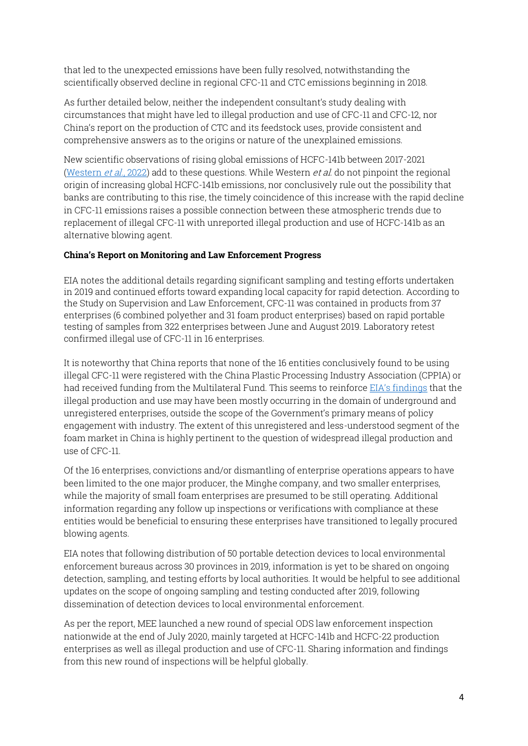that led to the unexpected emissions have been fully resolved, notwithstanding the scientifically observed decline in regional CFC-11 and CTC emissions beginning in 2018.

As further detailed below, neither the independent consultant's study dealing with circumstances that might have led to illegal production and use of CFC-11 and CFC-12, nor China's report on the production of CTC and its feedstock uses, provide consistent and comprehensive answers as to the origins or nature of the unexplained emissions.

New scientific observations of rising global emissions of HCFC-141b between 2017-2021 ([Western *et al.*, 2022]) add to these questions. While Western *et al.* do not pinpoint the regional origin of increasing global HCFC-141b emissions, nor conclusively rule out the possibility that banks are contributing to this rise, the timely coincidence of this increase with the rapid decline in CFC-11 emissions raises a possible connection between these atmospheric trends due to replacement of illegal CFC-11 with unreported illegal production and use of HCFC-141b as an alternative blowing agent.

**China's Report on Monitoring and Law Enforcement Progress**

EIA notes the additional details regarding significant sampling and testing efforts undertaken in 2019 and continued efforts toward expanding local capacity for rapid detection. According to the Study on Supervision and Law Enforcement, CFC-11 was contained in products from 37 enterprises (6 combined polyether and 31 foam product enterprises) based on rapid portable testing of samples from 322 enterprises between June and August 2019. Laboratory retest confirmed illegal use of CFC-11 in 16 enterprises.

It is noteworthy that China reports that none of the 16 entities conclusively found to be using illegal CFC-11 were registered with the China Plastic Processing Industry Association (CPPIA) or had received funding from the Multilateral Fund. This seems to reinforce [EIA's findings] that the illegal production and use may have been mostly occurring in the domain of underground and unregistered enterprises, outside the scope of the Government's primary means of policy engagement with industry. The extent of this unregistered and less-understood segment of the foam market in China is highly pertinent to the question of widespread illegal production and use of CFC-11.

Of the 16 enterprises, convictions and/or dismantling of enterprise operations appears to have been limited to the one major producer, the Minghe company, and two smaller enterprises, while the majority of small foam enterprises are presumed to be still operating. Additional information regarding any follow up inspections or verifications with compliance at these entities would be beneficial to ensuring these enterprises have transitioned to legally procured blowing agents.

EIA notes that following distribution of 50 portable detection devices to local environmental enforcement bureaus across 30 provinces in 2019, information is yet to be shared on ongoing detection, sampling, and testing efforts by local authorities. It would be helpful to see additional updates on the scope of ongoing sampling and testing conducted after 2019, following dissemination of detection devices to local environmental enforcement.

As per the report, MEE launched a new round of special ODS law enforcement inspection nationwide at the end of July 2020, mainly targeted at HCFC-141b and HCFC-22 production enterprises as well as illegal production and use of CFC-11. Sharing information and findings from this new round of inspections will be helpful globally.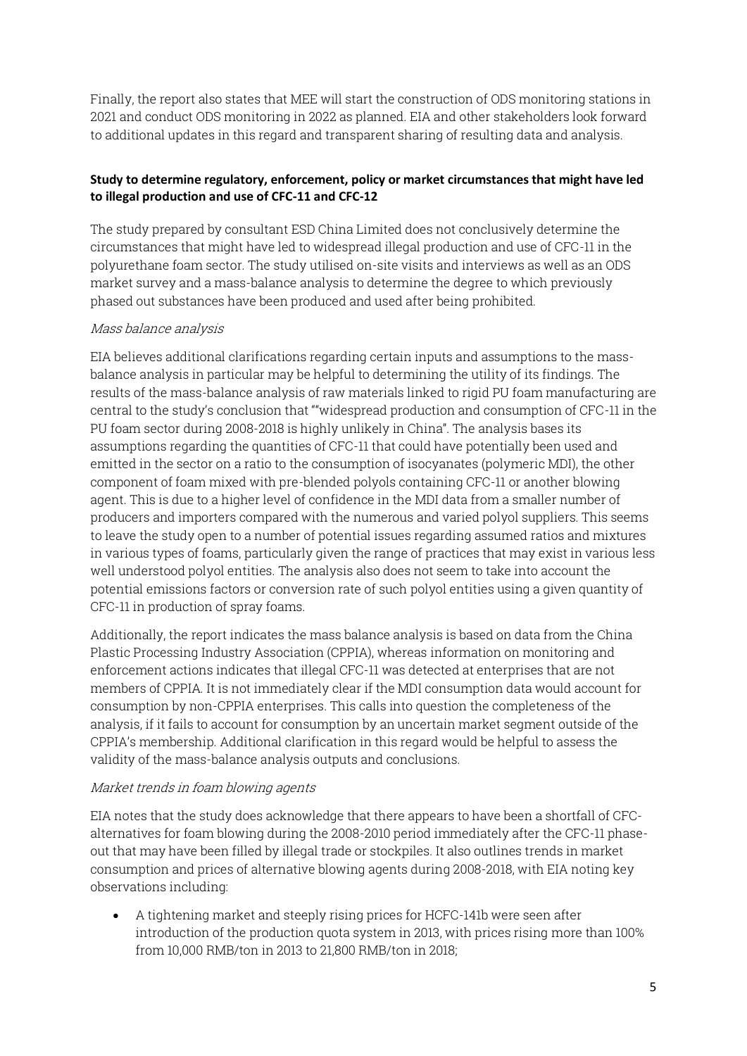Finally, the report also states that MEE will start the construction of ODS monitoring stations in 2021 and conduct ODS monitoring in 2022 as planned. EIA and other stakeholders look forward to additional updates in this regard and transparent sharing of resulting data and analysis.

**Study to determine regulatory, enforcement, policy or market circumstances that might have led to illegal production and use of CFC-11 and CFC-12**

The study prepared by consultant ESD China Limited does not conclusively determine the circumstances that might have led to widespread illegal production and use of CFC-11 in the polyurethane foam sector. The study utilised on-site visits and interviews as well as an ODS market survey and a mass-balance analysis to determine the degree to which previously phased out substances have been produced and used after being prohibited.

*Mass balance analysis*

EIA believes additional clarifications regarding certain inputs and assumptions to the mass-balance analysis in particular may be helpful to determining the utility of its findings. The results of the mass-balance analysis of raw materials linked to rigid PU foam manufacturing are central to the study's conclusion that ""widespread production and consumption of CFC-11 in the PU foam sector during 2008-2018 is highly unlikely in China". The analysis bases its assumptions regarding the quantities of CFC-11 that could have potentially been used and emitted in the sector on a ratio to the consumption of isocyanates (polymeric MDI), the other component of foam mixed with pre-blended polyols containing CFC-11 or another blowing agent. This is due to a higher level of confidence in the MDI data from a smaller number of producers and importers compared with the numerous and varied polyol suppliers. This seems to leave the study open to a number of potential issues regarding assumed ratios and mixtures in various types of foams, particularly given the range of practices that may exist in various less well understood polyol entities. The analysis also does not seem to take into account the potential emissions factors or conversion rate of such polyol entities using a given quantity of CFC-11 in production of spray foams.

Additionally, the report indicates the mass balance analysis is based on data from the China Plastic Processing Industry Association (CPPIA), whereas information on monitoring and enforcement actions indicates that illegal CFC-11 was detected at enterprises that are not members of CPPIA. It is not immediately clear if the MDI consumption data would account for consumption by non-CPPIA enterprises. This calls into question the completeness of the analysis, if it fails to account for consumption by an uncertain market segment outside of the CPPIA's membership. Additional clarification in this regard would be helpful to assess the validity of the mass-balance analysis outputs and conclusions.

*Market trends in foam blowing agents*

EIA notes that the study does acknowledge that there appears to have been a shortfall of CFC-alternatives for foam blowing during the 2008-2010 period immediately after the CFC-11 phase-out that may have been filled by illegal trade or stockpiles. It also outlines trends in market consumption and prices of alternative blowing agents during 2008-2018, with EIA noting key observations including:

- A tightening market and steeply rising prices for HCFC-141b were seen after introduction of the production quota system in 2013, with prices rising more than 100% from 10,000 RMB/ton in 2013 to 21,800 RMB/ton in 2018;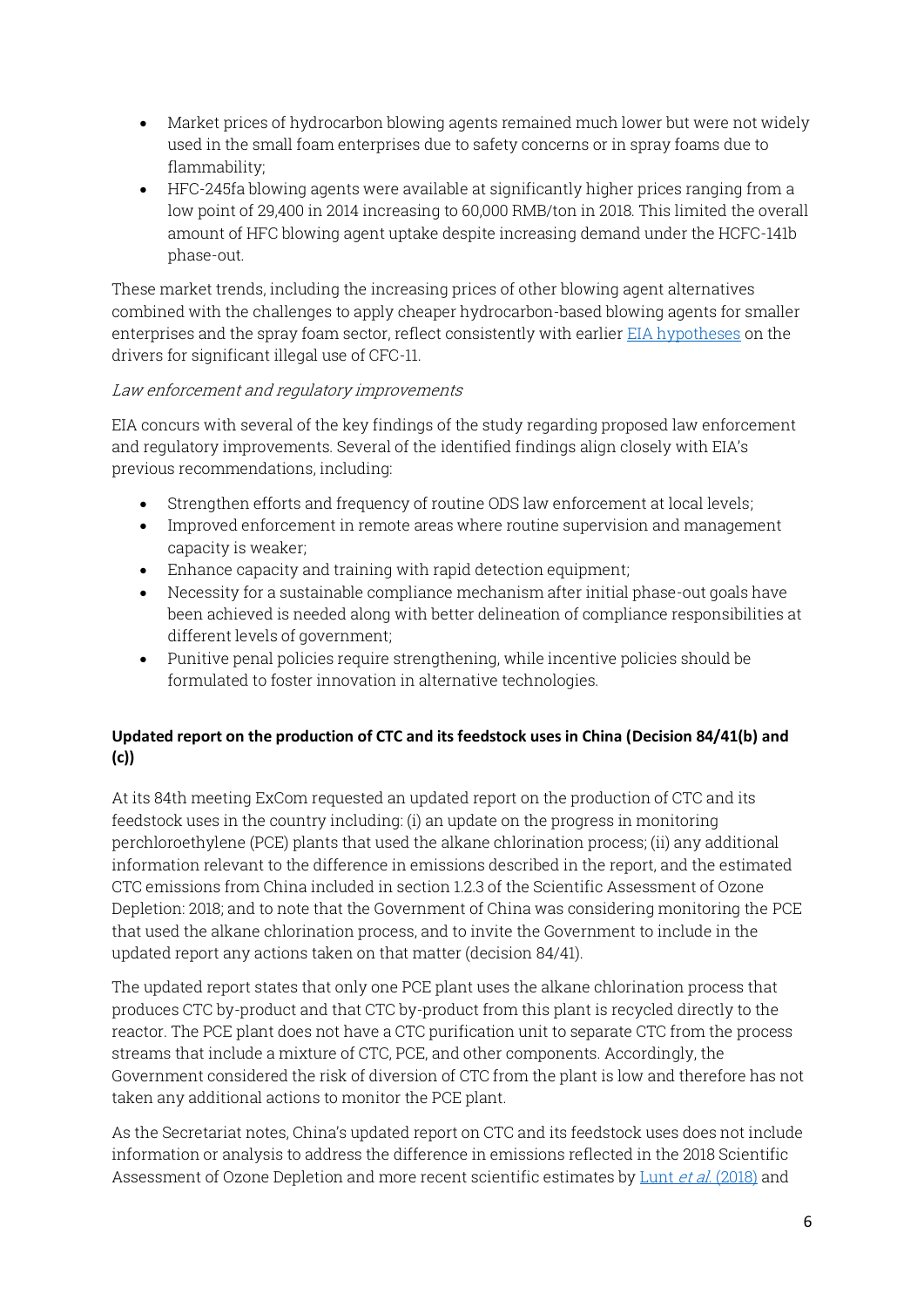- Market prices of hydrocarbon blowing agents remained much lower but were not widely used in the small foam enterprises due to safety concerns or in spray foams due to flammability;
- HFC-245fa blowing agents were available at significantly higher prices ranging from a low point of 29,400 in 2014 increasing to 60,000 RMB/ton in 2018. This limited the overall amount of HFC blowing agent uptake despite increasing demand under the HCFC-141b phase-out.

These market trends, including the increasing prices of other blowing agent alternatives combined with the challenges to apply cheaper hydrocarbon-based blowing agents for smaller enterprises and the spray foam sector, reflect consistently with earlier [EIA hypotheses] on the drivers for significant illegal use of CFC-11.

*Law enforcement and regulatory improvements*

EIA concurs with several of the key findings of the study regarding proposed law enforcement and regulatory improvements. Several of the identified findings align closely with EIA's previous recommendations, including:

- Strengthen efforts and frequency of routine ODS law enforcement at local levels;
- Improved enforcement in remote areas where routine supervision and management capacity is weaker;
- Enhance capacity and training with rapid detection equipment;
- Necessity for a sustainable compliance mechanism after initial phase-out goals have been achieved is needed along with better delineation of compliance responsibilities at different levels of government;
- Punitive penal policies require strengthening, while incentive policies should be formulated to foster innovation in alternative technologies.

**Updated report on the production of CTC and its feedstock uses in China (Decision 84/41(b) and (c))**

At its 84th meeting ExCom requested an updated report on the production of CTC and its feedstock uses in the country including: (i) an update on the progress in monitoring perchloroethylene (PCE) plants that used the alkane chlorination process; (ii) any additional information relevant to the difference in emissions described in the report, and the estimated CTC emissions from China included in section 1.2.3 of the Scientific Assessment of Ozone Depletion: 2018; and to note that the Government of China was considering monitoring the PCE that used the alkane chlorination process, and to invite the Government to include in the updated report any actions taken on that matter (decision 84/41).

The updated report states that only one PCE plant uses the alkane chlorination process that produces CTC by-product and that CTC by-product from this plant is recycled directly to the reactor. The PCE plant does not have a CTC purification unit to separate CTC from the process streams that include a mixture of CTC, PCE, and other components. Accordingly, the Government considered the risk of diversion of CTC from the plant is low and therefore has not taken any additional actions to monitor the PCE plant.

As the Secretariat notes, China's updated report on CTC and its feedstock uses does not include information or analysis to address the difference in emissions reflected in the 2018 Scientific Assessment of Ozone Depletion and more recent scientific estimates by [Lunt *et al.* (2018)] and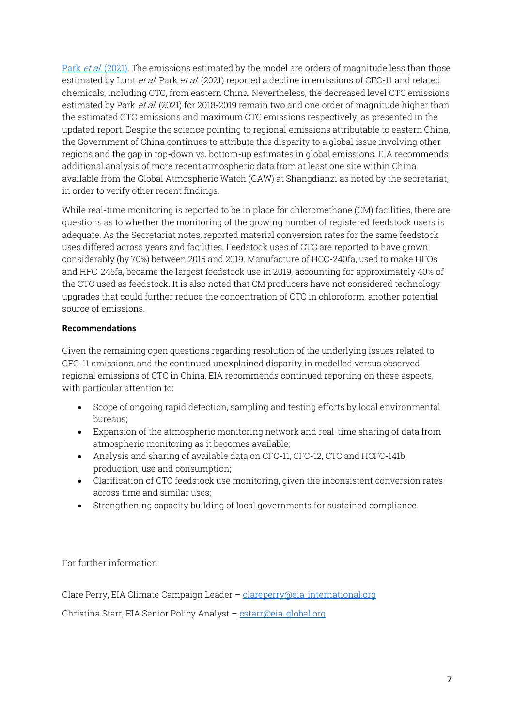[Park *et al.* (2021)](). The emissions estimated by the model are orders of magnitude less than those estimated by Lunt *et al.* Park *et al.* (2021) reported a decline in emissions of CFC-11 and related chemicals, including CTC, from eastern China. Nevertheless, the decreased level CTC emissions estimated by Park *et al.* (2021) for 2018-2019 remain two and one order of magnitude higher than the estimated CTC emissions and maximum CTC emissions respectively, as presented in the updated report. Despite the science pointing to regional emissions attributable to eastern China, the Government of China continues to attribute this disparity to a global issue involving other regions and the gap in top-down vs. bottom-up estimates in global emissions. EIA recommends additional analysis of more recent atmospheric data from at least one site within China available from the Global Atmospheric Watch (GAW) at Shangdianzi as noted by the secretariat, in order to verify other recent findings.

While real-time monitoring is reported to be in place for chloromethane (CM) facilities, there are questions as to whether the monitoring of the growing number of registered feedstock users is adequate. As the Secretariat notes, reported material conversion rates for the same feedstock uses differed across years and facilities. Feedstock uses of CTC are reported to have grown considerably (by 70%) between 2015 and 2019. Manufacture of HCC-240fa, used to make HFOs and HFC-245fa, became the largest feedstock use in 2019, accounting for approximately 40% of the CTC used as feedstock. It is also noted that CM producers have not considered technology upgrades that could further reduce the concentration of CTC in chloroform, another potential source of emissions.

**Recommendations**

Given the remaining open questions regarding resolution of the underlying issues related to CFC-11 emissions, and the continued unexplained disparity in modelled versus observed regional emissions of CTC in China, EIA recommends continued reporting on these aspects, with particular attention to:

- Scope of ongoing rapid detection, sampling and testing efforts by local environmental bureaus;
- Expansion of the atmospheric monitoring network and real-time sharing of data from atmospheric monitoring as it becomes available;
- Analysis and sharing of available data on CFC-11, CFC-12, CTC and HCFC-141b production, use and consumption;
- Clarification of CTC feedstock use monitoring, given the inconsistent conversion rates across time and similar uses;
- Strengthening capacity building of local governments for sustained compliance.

For further information:

Clare Perry, EIA Climate Campaign Leader – [clareperry@eia-international.org](mailto:clareperry@eia-international.org)

Christina Starr, EIA Senior Policy Analyst – [cstarr@eia-global.org](mailto:cstarr@eia-global.org)